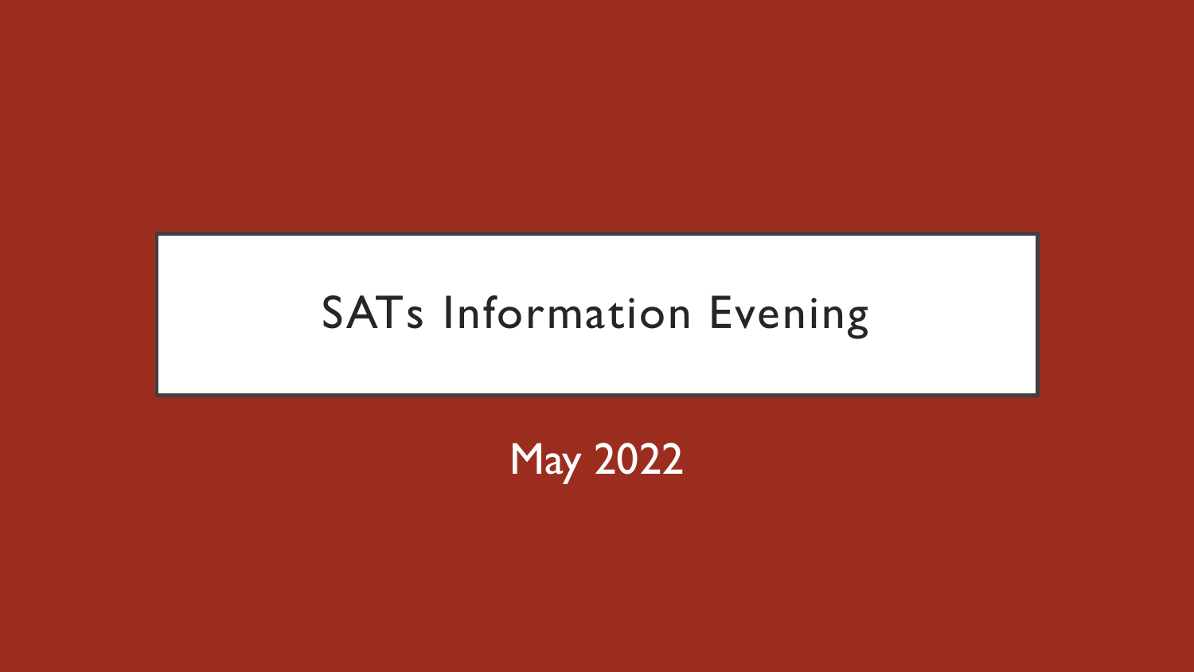# SATs Information Evening

May 2022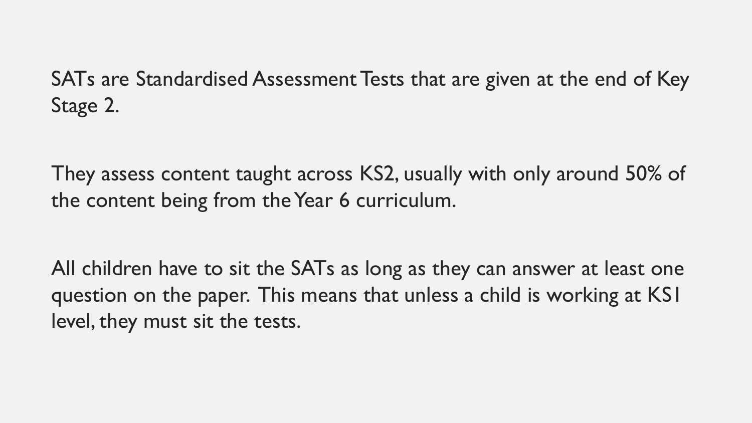SATs are Standardised Assessment Tests that are given at the end of Key Stage 2.

They assess content taught across KS2, usually with only around 50% of the content being from the Year 6 curriculum.

All children have to sit the SATs as long as they can answer at least one question on the paper. This means that unless a child is working at KS1 level, they must sit the tests.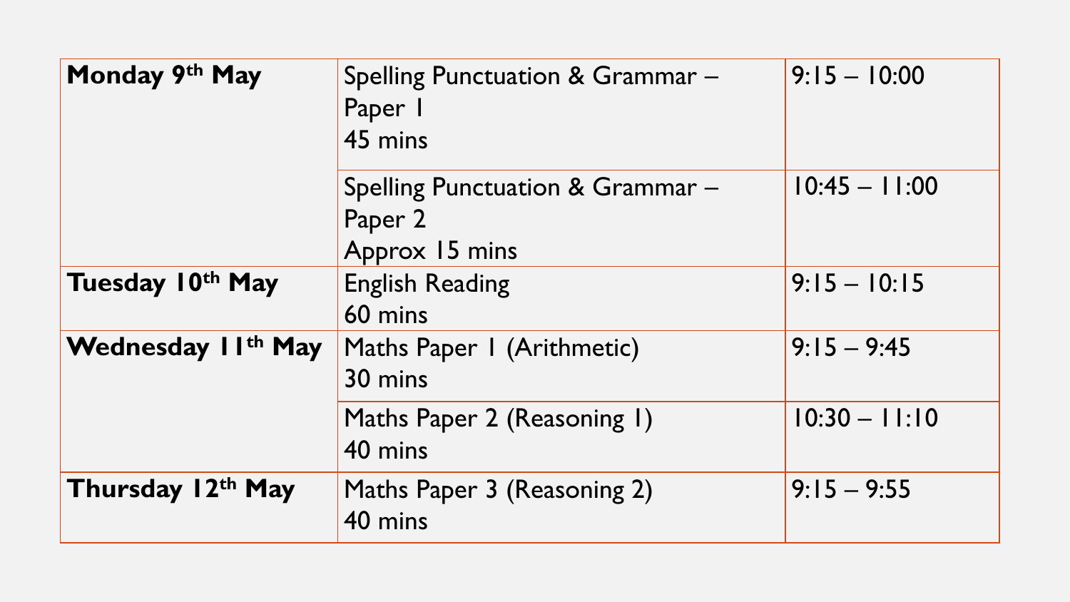| | | |
|---|---|---|
| **Monday 9th May** | Spelling Punctuation & Grammar – Paper 1<br>45 mins | 9:15 – 10:00 |
| | Spelling Punctuation & Grammar – Paper 2<br>Approx 15 mins | 10:45 – 11:00 |
| **Tuesday 10th May** | English Reading<br>60 mins | 9:15 – 10:15 |
| **Wednesday 11th May** | Maths Paper 1 (Arithmetic)<br>30 mins | 9:15 – 9:45 |
| | Maths Paper 2 (Reasoning 1)<br>40 mins | 10:30 – 11:10 |
| **Thursday 12th May** | Maths Paper 3 (Reasoning 2)<br>40 mins | 9:15 – 9:55 |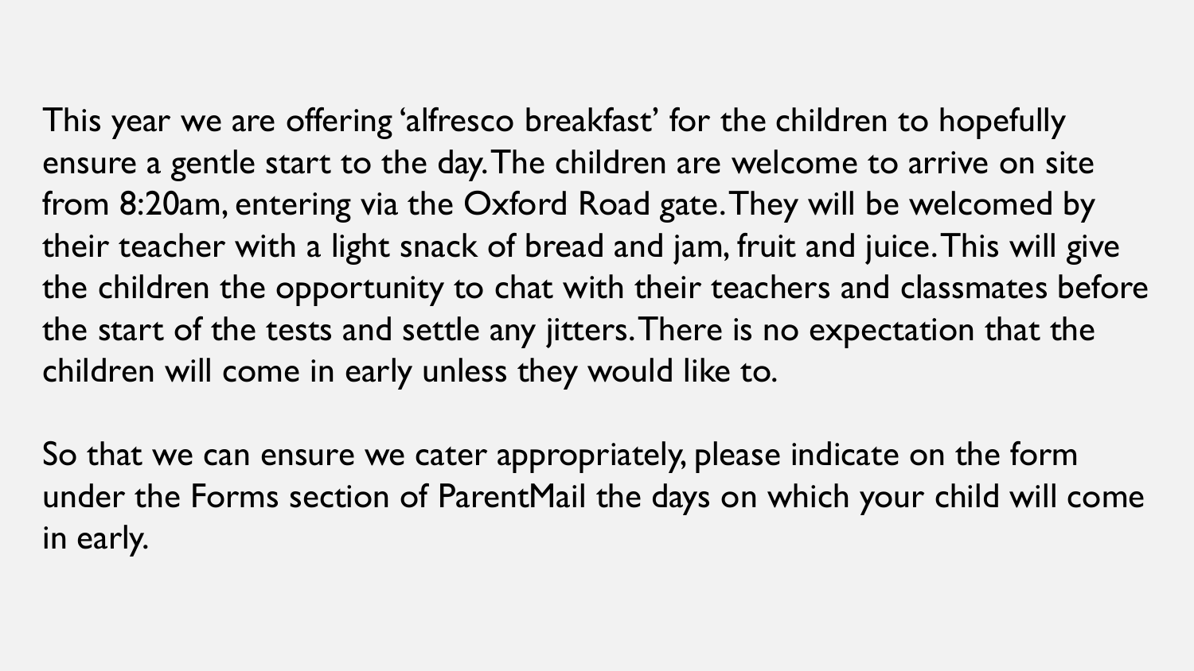This year we are offering 'alfresco breakfast' for the children to hopefully ensure a gentle start to the day. The children are welcome to arrive on site from 8:20am, entering via the Oxford Road gate. They will be welcomed by their teacher with a light snack of bread and jam, fruit and juice. This will give the children the opportunity to chat with their teachers and classmates before the start of the tests and settle any jitters. There is no expectation that the children will come in early unless they would like to.

So that we can ensure we cater appropriately, please indicate on the form under the Forms section of ParentMail the days on which your child will come in early.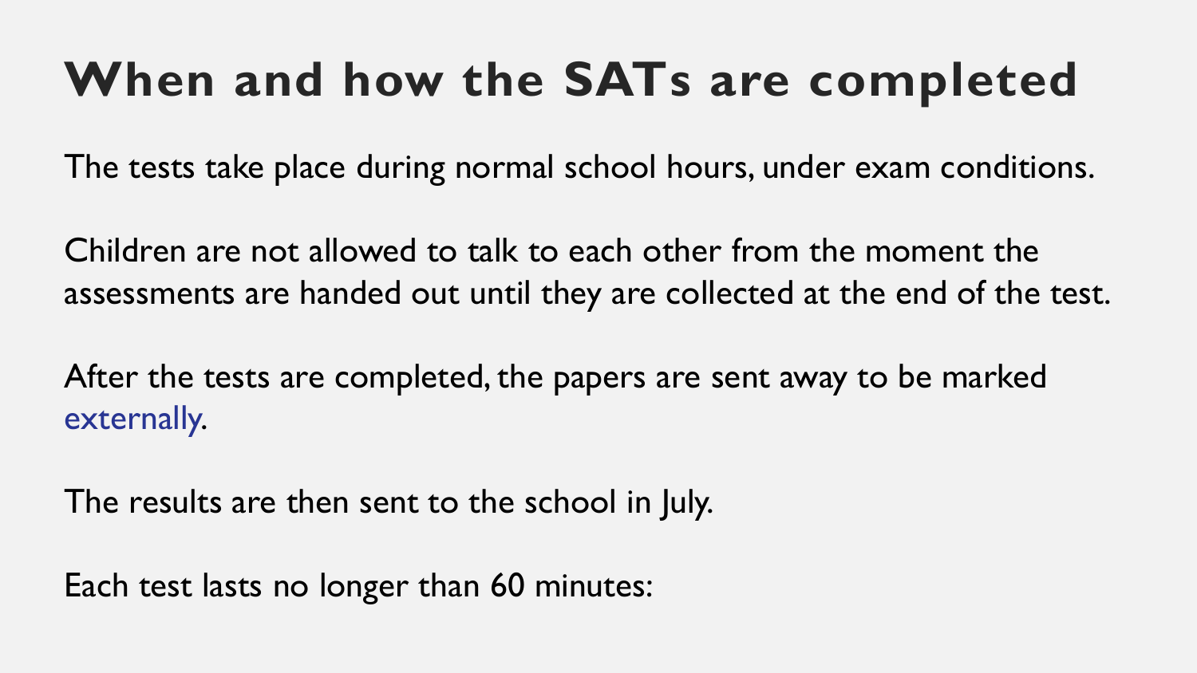# When and how the SATs are completed

The tests take place during normal school hours, under exam conditions.

Children are not allowed to talk to each other from the moment the assessments are handed out until they are collected at the end of the test.

After the tests are completed, the papers are sent away to be marked externally.

The results are then sent to the school in July.

Each test lasts no longer than 60 minutes: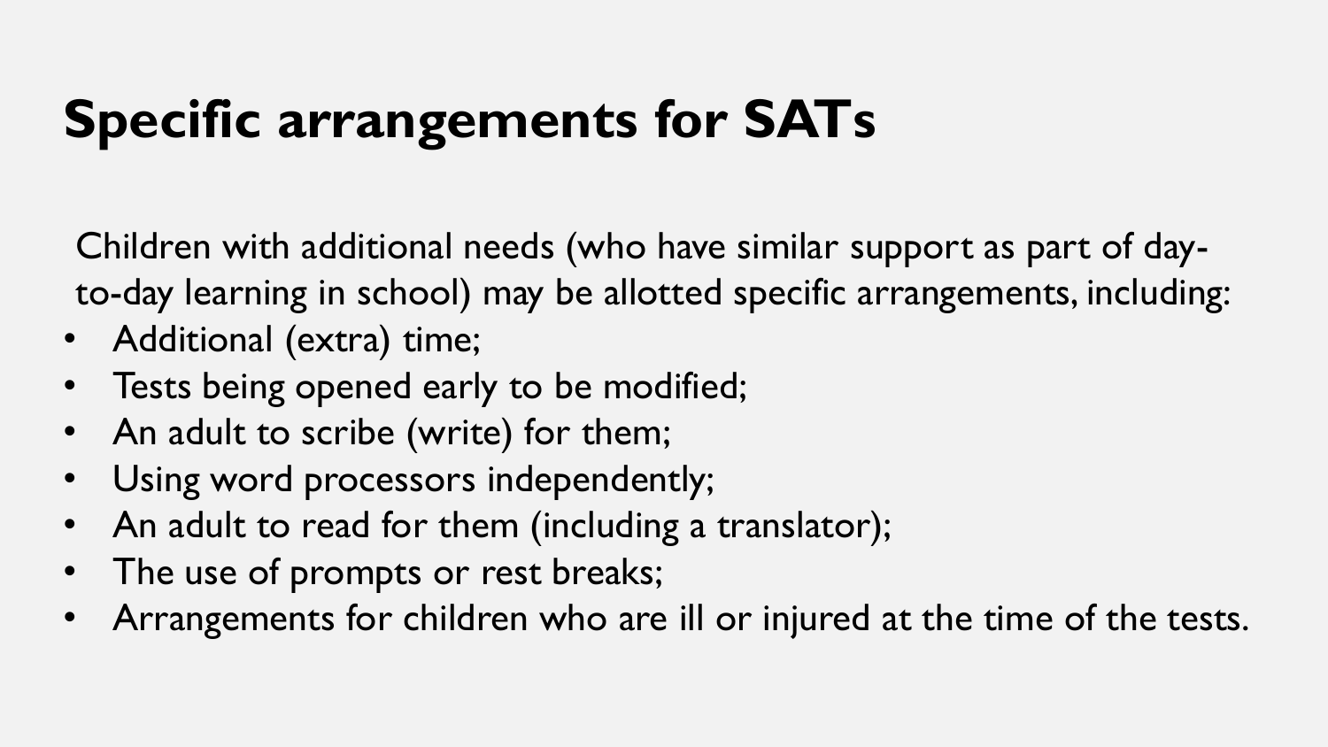# Specific arrangements for SATs

Children with additional needs (who have similar support as part of day-to-day learning in school) may be allotted specific arrangements, including:

- Additional (extra) time;
- Tests being opened early to be modified;
- An adult to scribe (write) for them;
- Using word processors independently;
- An adult to read for them (including a translator);
- The use of prompts or rest breaks;
- Arrangements for children who are ill or injured at the time of the tests.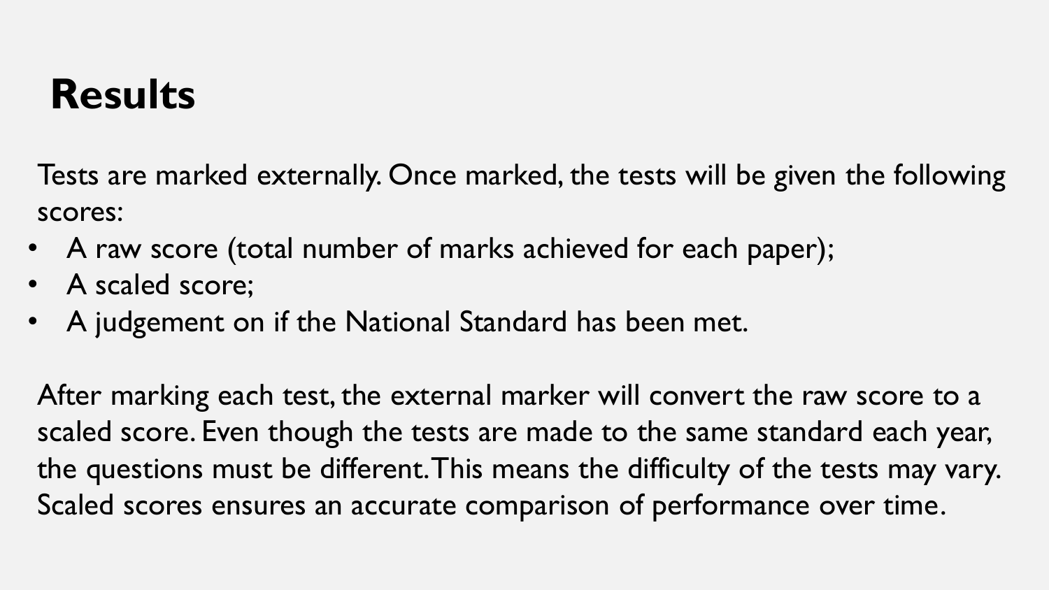# Results

Tests are marked externally. Once marked, the tests will be given the following scores:

- A raw score (total number of marks achieved for each paper);
- A scaled score;
- A judgement on if the National Standard has been met.

After marking each test, the external marker will convert the raw score to a scaled score. Even though the tests are made to the same standard each year, the questions must be different. This means the difficulty of the tests may vary. Scaled scores ensures an accurate comparison of performance over time.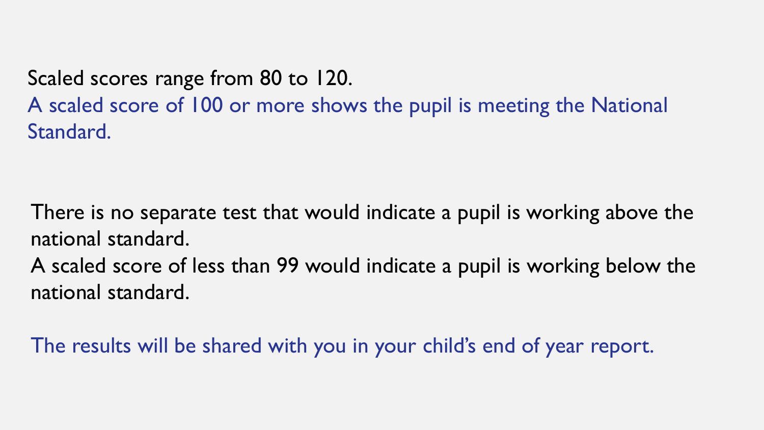Scaled scores range from 80 to 120.

A scaled score of 100 or more shows the pupil is meeting the National Standard.

There is no separate test that would indicate a pupil is working above the national standard.

A scaled score of less than 99 would indicate a pupil is working below the national standard.

The results will be shared with you in your child's end of year report.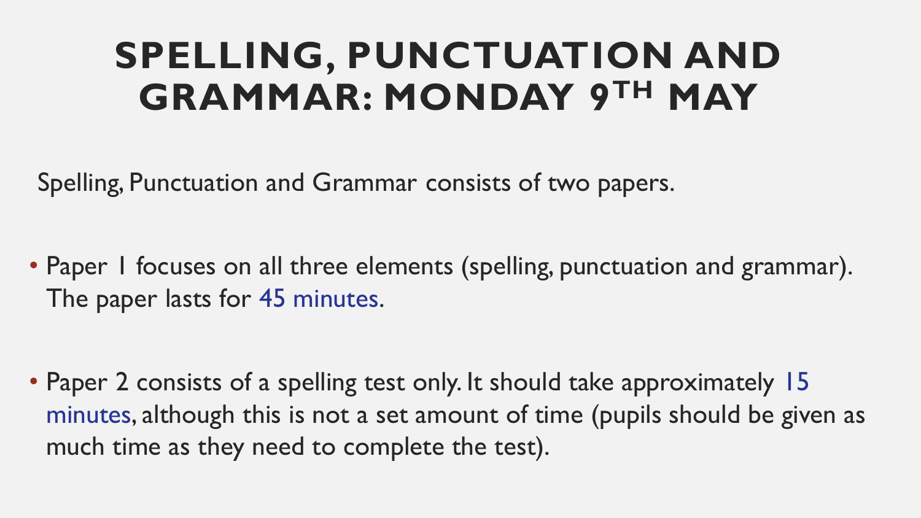# SPELLING, PUNCTUATION AND GRAMMAR: MONDAY 9TH MAY

Spelling, Punctuation and Grammar consists of two papers.

- Paper 1 focuses on all three elements (spelling, punctuation and grammar). The paper lasts for 45 minutes.
- Paper 2 consists of a spelling test only. It should take approximately 15 minutes, although this is not a set amount of time (pupils should be given as much time as they need to complete the test).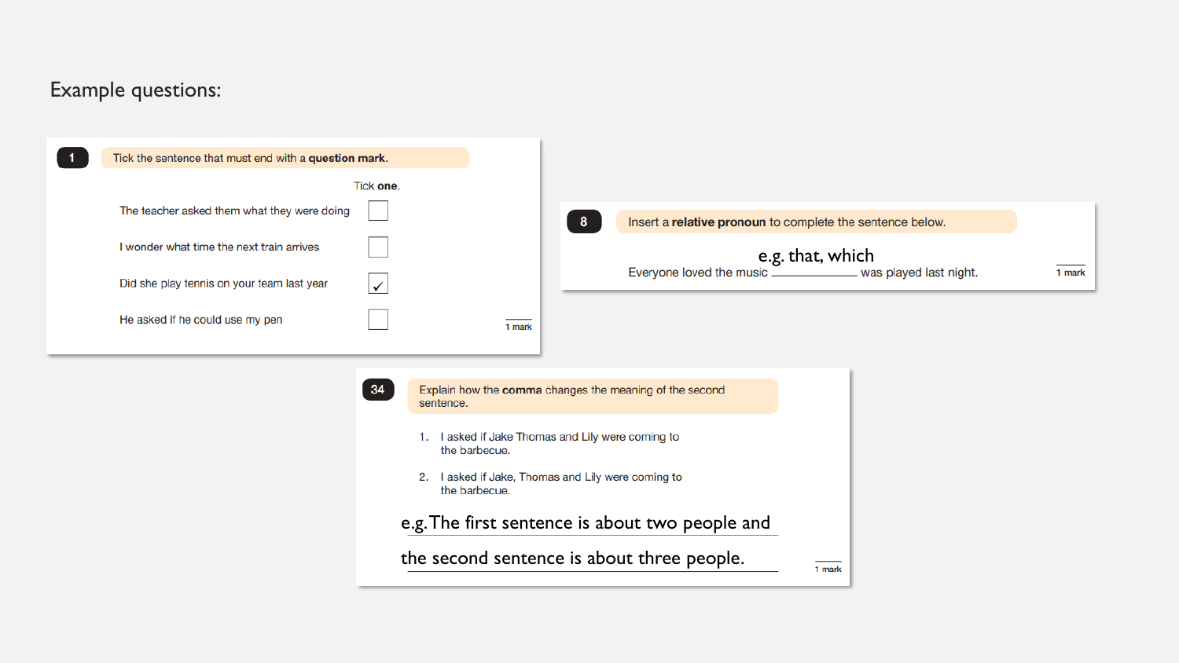## Example questions:

**1** Tick the sentence that must end with a **question mark**.

Tick **one**.

- [ ] The teacher asked them what they were doing
- [ ] I wonder what time the next train arrives
- [x] Did she play tennis on your team last year
- [ ] He asked if he could use my pen

1 mark

**8** Insert a **relative pronoun** to complete the sentence below.

e.g. that, which

Everyone loved the music __________ was played last night.

1 mark

**34** Explain how the **comma** changes the meaning of the second sentence.

1. I asked if Jake Thomas and Lily were coming to the barbecue.
2. I asked if Jake, Thomas and Lily were coming to the barbecue.

e.g. The first sentence is about two people and the second sentence is about three people.

1 mark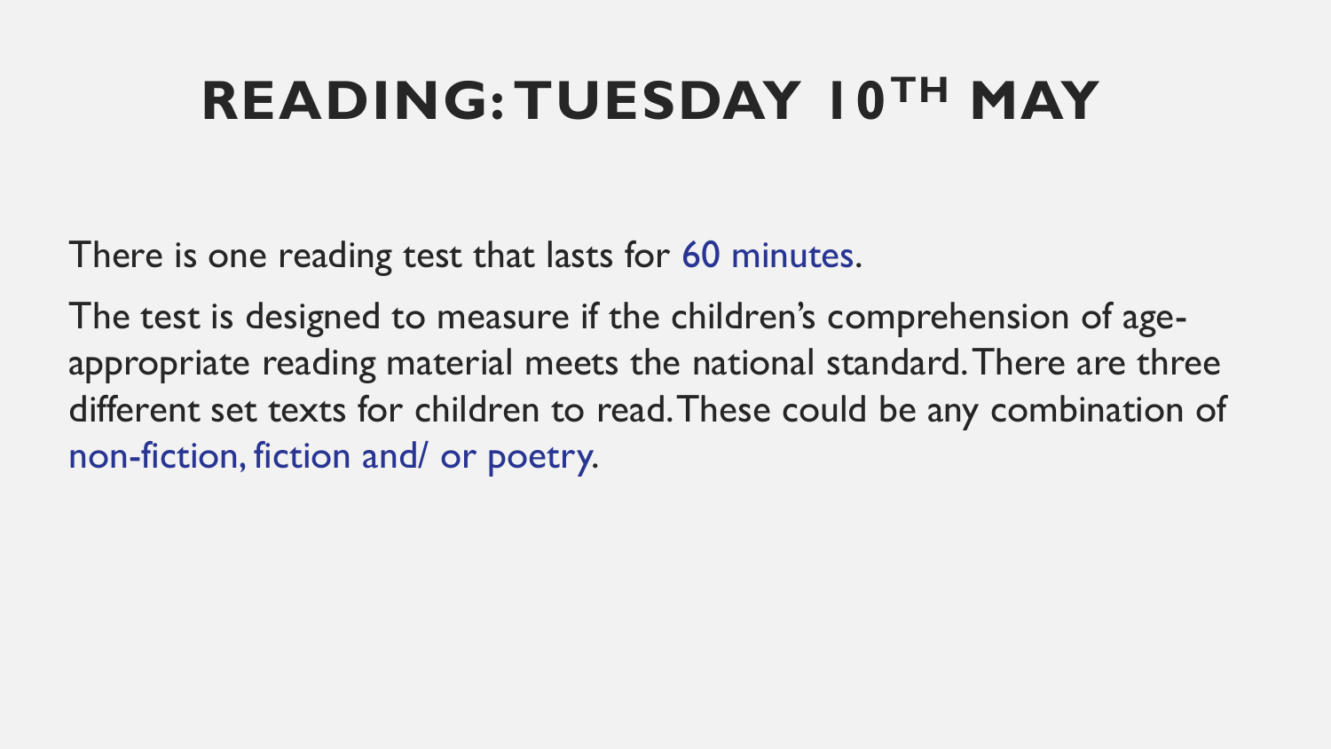# READING: TUESDAY 10TH MAY

There is one reading test that lasts for 60 minutes.

The test is designed to measure if the children's comprehension of age-appropriate reading material meets the national standard. There are three different set texts for children to read. These could be any combination of non-fiction, fiction and/ or poetry.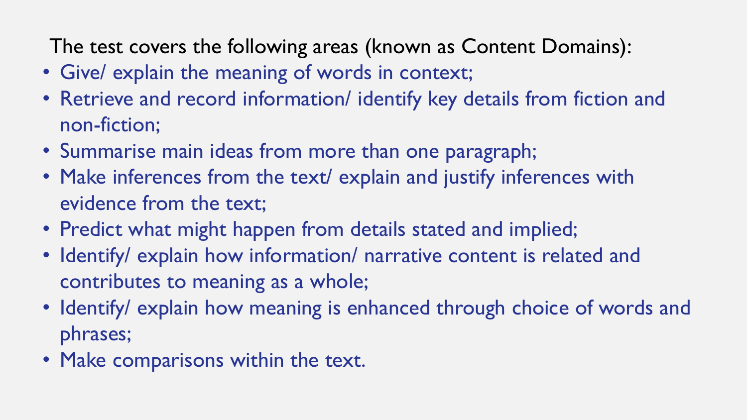The test covers the following areas (known as Content Domains):

- Give/ explain the meaning of words in context;
- Retrieve and record information/ identify key details from fiction and non-fiction;
- Summarise main ideas from more than one paragraph;
- Make inferences from the text/ explain and justify inferences with evidence from the text;
- Predict what might happen from details stated and implied;
- Identify/ explain how information/ narrative content is related and contributes to meaning as a whole;
- Identify/ explain how meaning is enhanced through choice of words and phrases;
- Make comparisons within the text.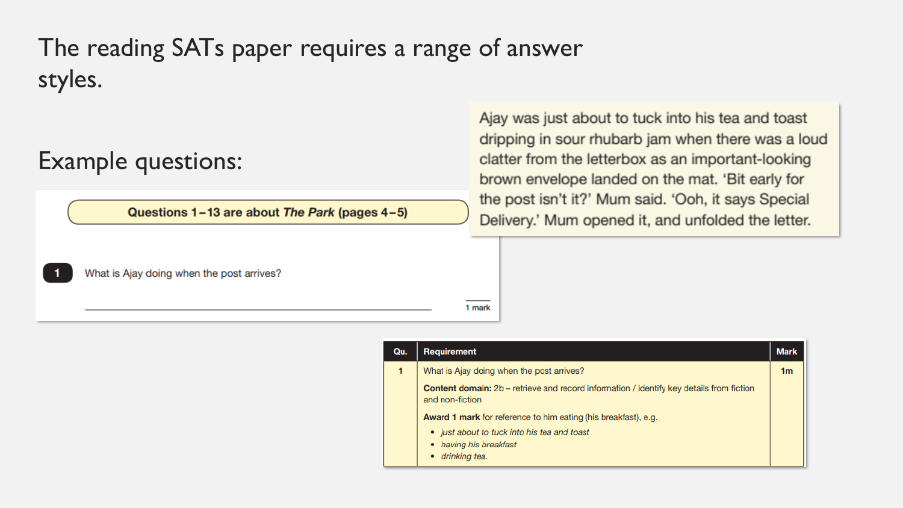# The reading SATs paper requires a range of answer styles.

## Example questions:

Ajay was just about to tuck into his tea and toast dripping in sour rhubarb jam when there was a loud clatter from the letterbox as an important-looking brown envelope landed on the mat. 'Bit early for the post isn't it?' Mum said. 'Ooh, it says Special Delivery.' Mum opened it, and unfolded the letter.

**Questions 1 – 13 are about *The Park* (pages 4 – 5)**

**1** What is Ajay doing when the post arrives?

______________________________________________ 1 mark

| Qu. | Requirement | Mark |
|---|---|---|
| 1 | What is Ajay doing when the post arrives?<br><br>**Content domain:** 2b – retrieve and record information / identify key details from fiction and non-fiction<br><br>**Award 1 mark** for reference to him eating (his breakfast), e.g.<br>• *just about to tuck into his tea and toast*<br>• *having his breakfast*<br>• *drinking tea.* | 1m |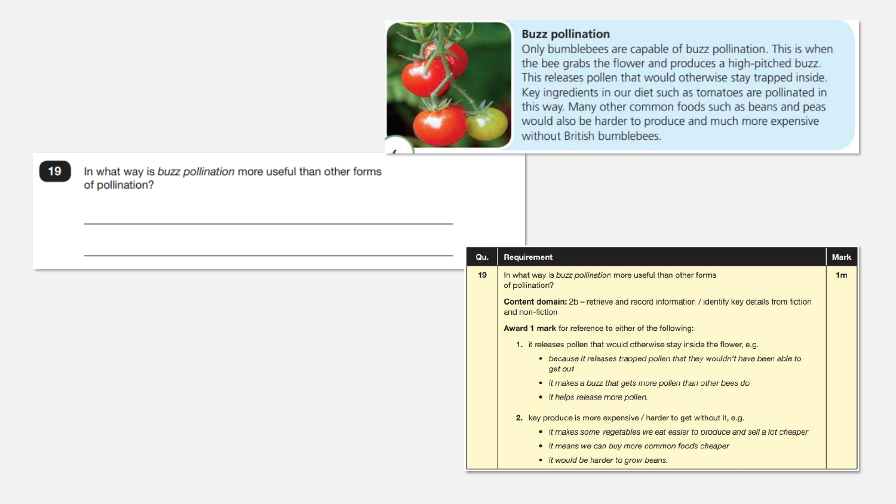**Buzz pollination**

Only bumblebees are capable of buzz pollination. This is when the bee grabs the flower and produces a high-pitched buzz. This releases pollen that would otherwise stay trapped inside. Key ingredients in our diet such as tomatoes are pollinated in this way. Many other common foods such as beans and peas would also be harder to produce and much more expensive without British bumblebees.

**19** In what way is *buzz pollination* more useful than other forms of pollination?

_______________________________________________

_______________________________________________

| Qu. | Requirement | Mark |
|---|---|---|
| 19 | In what way is *buzz pollination* more useful than other forms of pollination?<br><br>**Content domain:** 2b – retrieve and record information / identify key details from fiction and non-fiction<br><br>**Award 1 mark** for reference to either of the following:<br><br>1. it releases pollen that would otherwise stay inside the flower, e.g.<br>• *because it releases trapped pollen that they wouldn't have been able to get out*<br>• *it makes a buzz that gets more pollen than other bees do*<br>• *it helps release more pollen.*<br><br>2. key produce is more expensive / harder to get without it, e.g.<br>• *it makes some vegetables we eat easier to produce and sell a lot cheaper*<br>• *it means we can buy more common foods cheaper*<br>• *it would be harder to grow beans.* | 1m |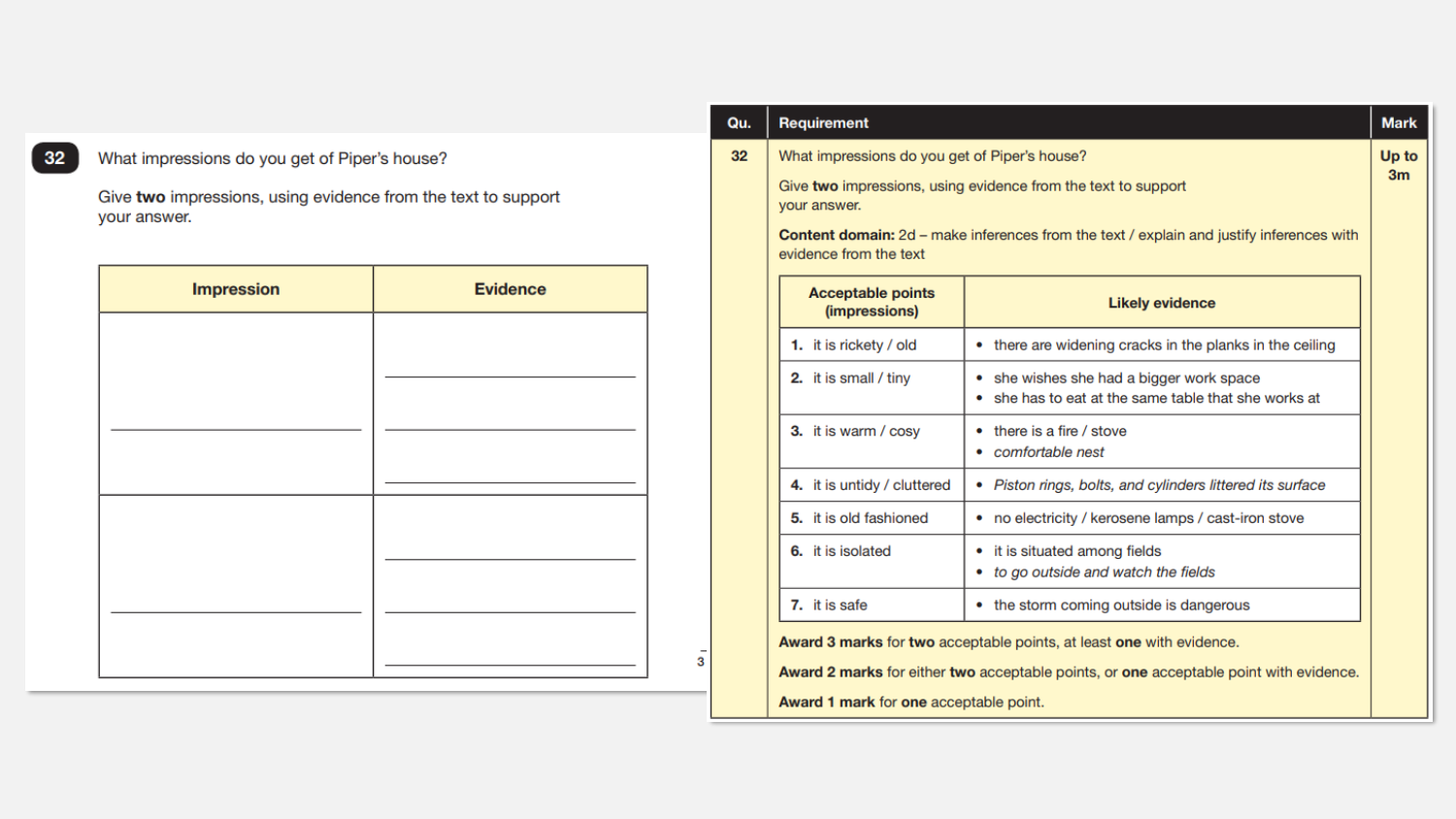**32** What impressions do you get of Piper's house?

Give **two** impressions, using evidence from the text to support your answer.

| Impression | Evidence |
| --- | --- |
| | |
| | |

3

| Qu. | Requirement | Mark |
| --- | --- | --- |
| 32 | What impressions do you get of Piper's house? Give **two** impressions, using evidence from the text to support your answer. **Content domain:** 2d – make inferences from the text / explain and justify inferences with evidence from the text | Up to 3m |

| Acceptable points (impressions) | Likely evidence |
| --- | --- |
| **1.** it is rickety / old | • there are widening cracks in the planks in the ceiling |
| **2.** it is small / tiny | • she wishes she had a bigger work space<br>• she has to eat at the same table that she works at |
| **3.** it is warm / cosy | • there is a fire / stove<br>• *comfortable nest* |
| **4.** it is untidy / cluttered | • *Piston rings, bolts, and cylinders littered its surface* |
| **5.** it is old fashioned | • no electricity / kerosene lamps / cast-iron stove |
| **6.** it is isolated | • it is situated among fields<br>• *to go outside and watch the fields* |
| **7.** it is safe | • the storm coming outside is dangerous |

**Award 3 marks** for **two** acceptable points, at least **one** with evidence.

**Award 2 marks** for either **two** acceptable points, or **one** acceptable point with evidence.

**Award 1 mark** for **one** acceptable point.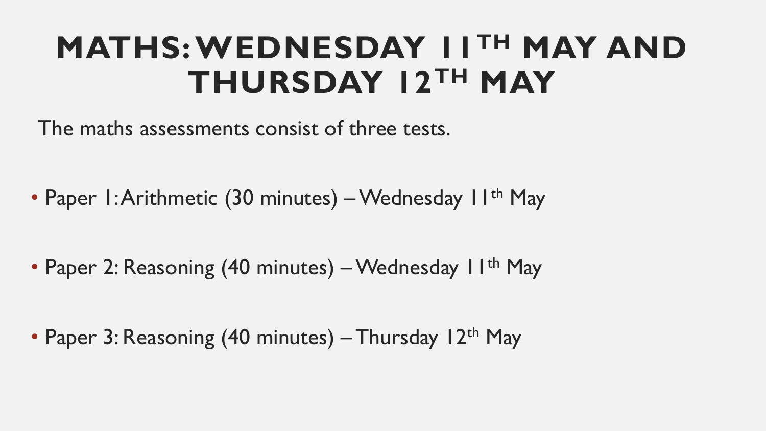# MATHS: WEDNESDAY 11TH MAY AND THURSDAY 12TH MAY

The maths assessments consist of three tests.

- Paper 1: Arithmetic (30 minutes) – Wednesday 11th May
- Paper 2: Reasoning (40 minutes) – Wednesday 11th May
- Paper 3: Reasoning (40 minutes) – Thursday 12th May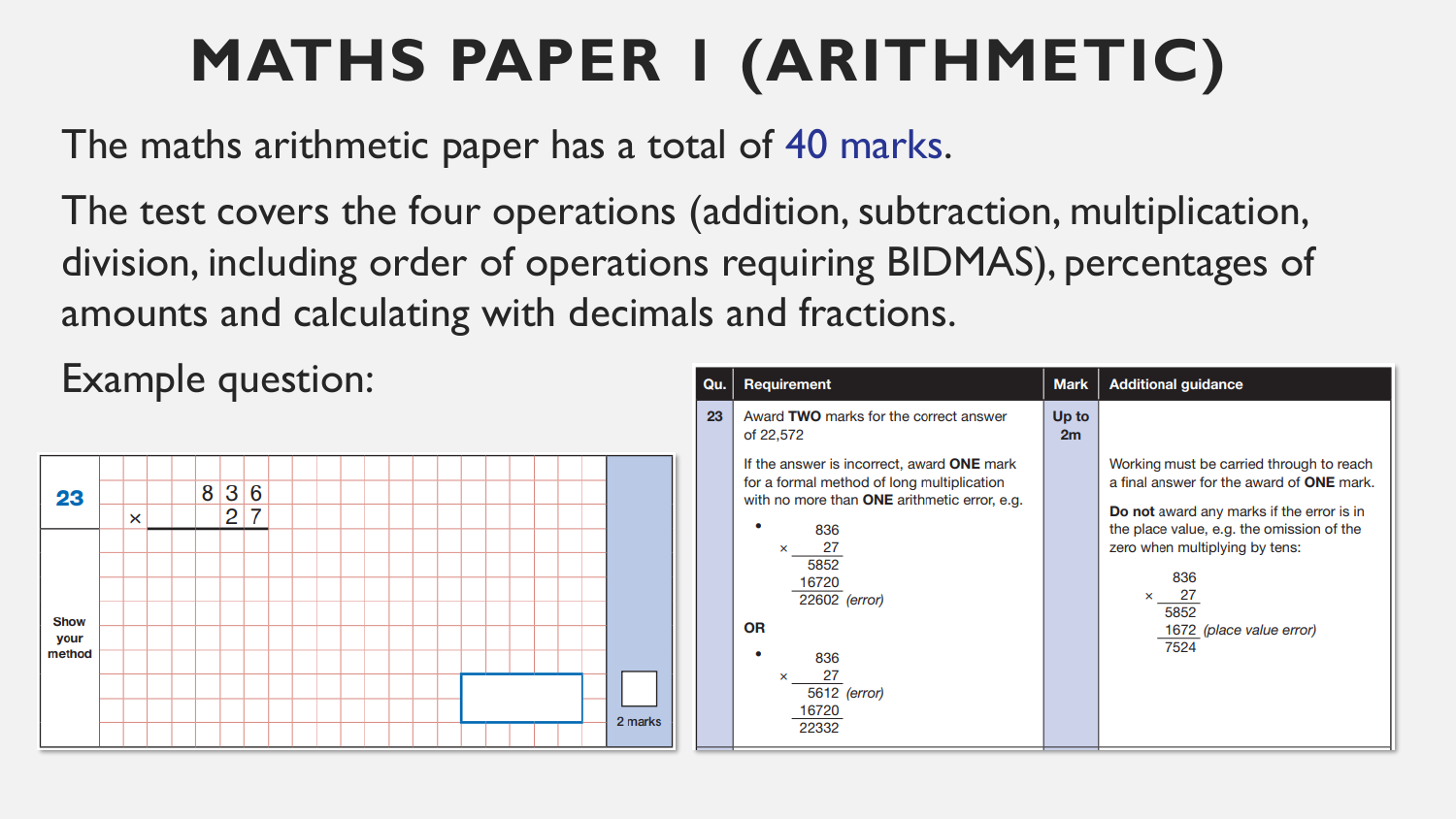# MATHS PAPER 1 (ARITHMETIC)

The maths arithmetic paper has a total of 40 marks.

The test covers the four operations (addition, subtraction, multiplication, division, including order of operations requiring BIDMAS), percentages of amounts and calculating with decimals and fractions.

Example question:

**23**

```
   8 3 6
 ×   2 7
```

Show your method

2 marks

| Qu. | Requirement | Mark | Additional guidance |
|---|---|---|---|
| 23 | Award **TWO** marks for the correct answer of 22,572<br><br>If the answer is incorrect, award **ONE** mark for a formal method of long multiplication with no more than **ONE** arithmetic error, e.g.<br><br>• 836 × 27<br>5852<br>16720<br>22602 *(error)*<br><br>**OR**<br><br>• 836 × 27<br>5612 *(error)*<br>16720<br>22332 | Up to 2m | Working must be carried through to reach a final answer for the award of **ONE** mark.<br><br>**Do not** award any marks if the error is in the place value, e.g. the omission of the zero when multiplying by tens:<br><br>836 × 27<br>5852<br>1672 *(place value error)*<br>7524 |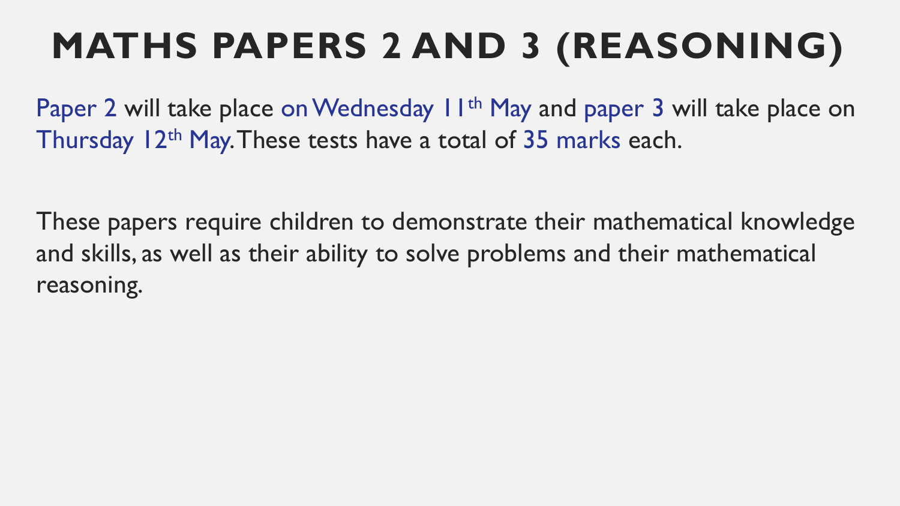# MATHS PAPERS 2 AND 3 (REASONING)

Paper 2 will take place on Wednesday 11th May and paper 3 will take place on Thursday 12th May. These tests have a total of 35 marks each.

These papers require children to demonstrate their mathematical knowledge and skills, as well as their ability to solve problems and their mathematical reasoning.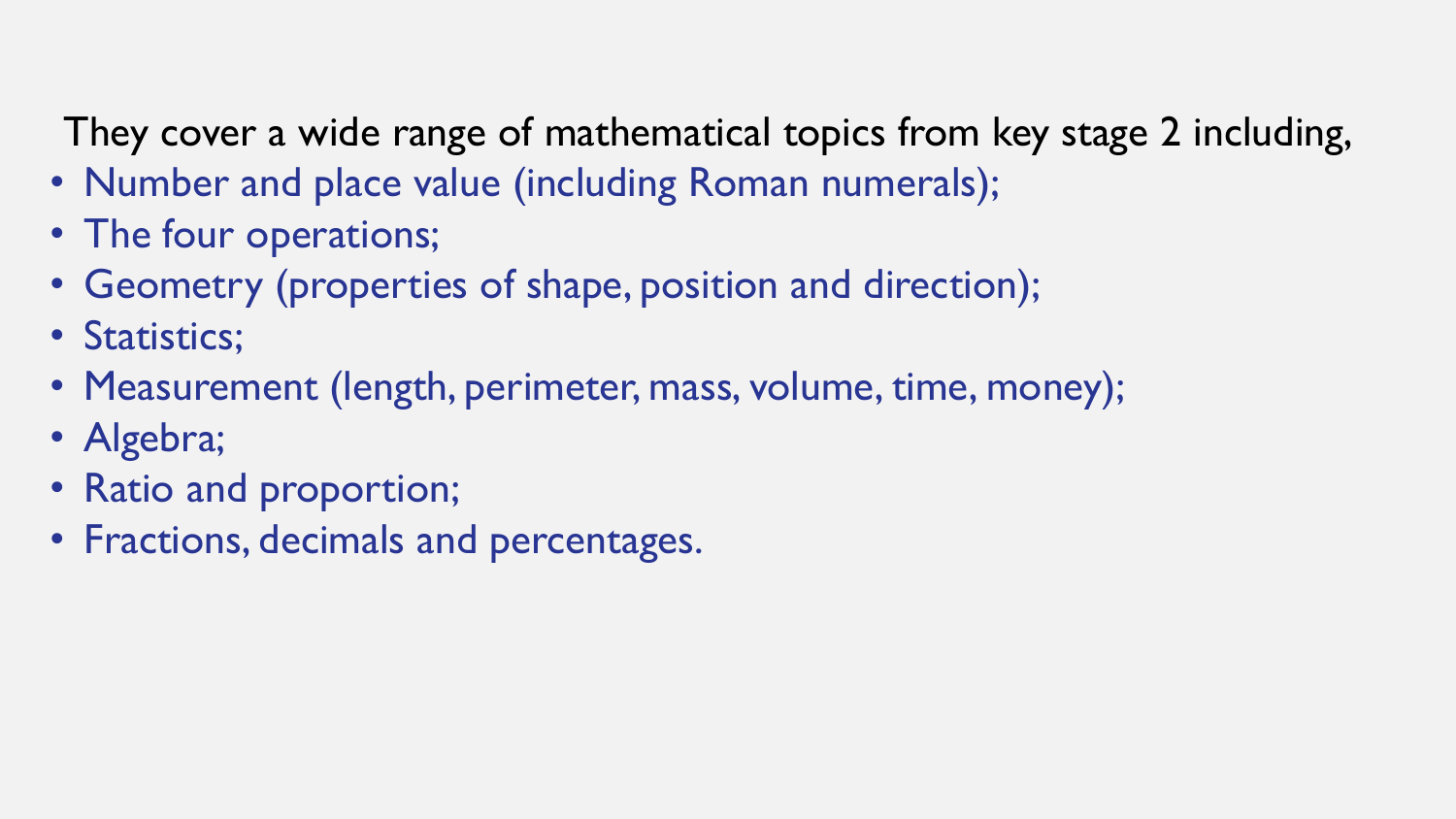They cover a wide range of mathematical topics from key stage 2 including,

- Number and place value (including Roman numerals);
- The four operations;
- Geometry (properties of shape, position and direction);
- Statistics;
- Measurement (length, perimeter, mass, volume, time, money);
- Algebra;
- Ratio and proportion;
- Fractions, decimals and percentages.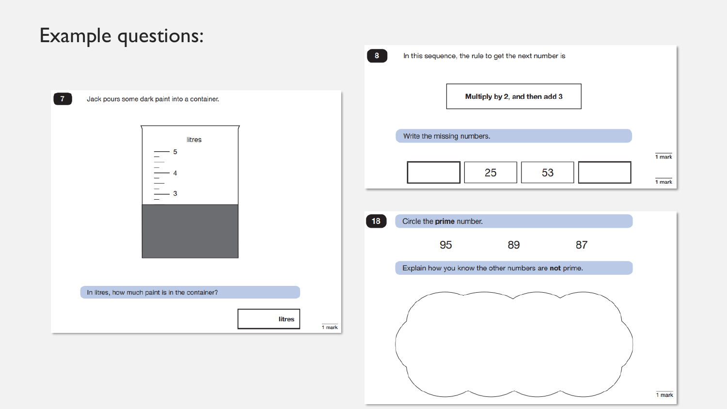# Example questions:

**7** Jack pours some dark paint into a container.

litres

5

4

3

In litres, how much paint is in the container?

| litres |
|---|

1 mark

**8** In this sequence, the rule to get the next number is

**Multiply by 2, and then add 3**

Write the missing numbers.

|  | 25 | 53 |  |
|---|---|---|---|

1 mark

1 mark

**18** Circle the **prime** number.

95 89 87

Explain how you know the other numbers are **not** prime.

1 mark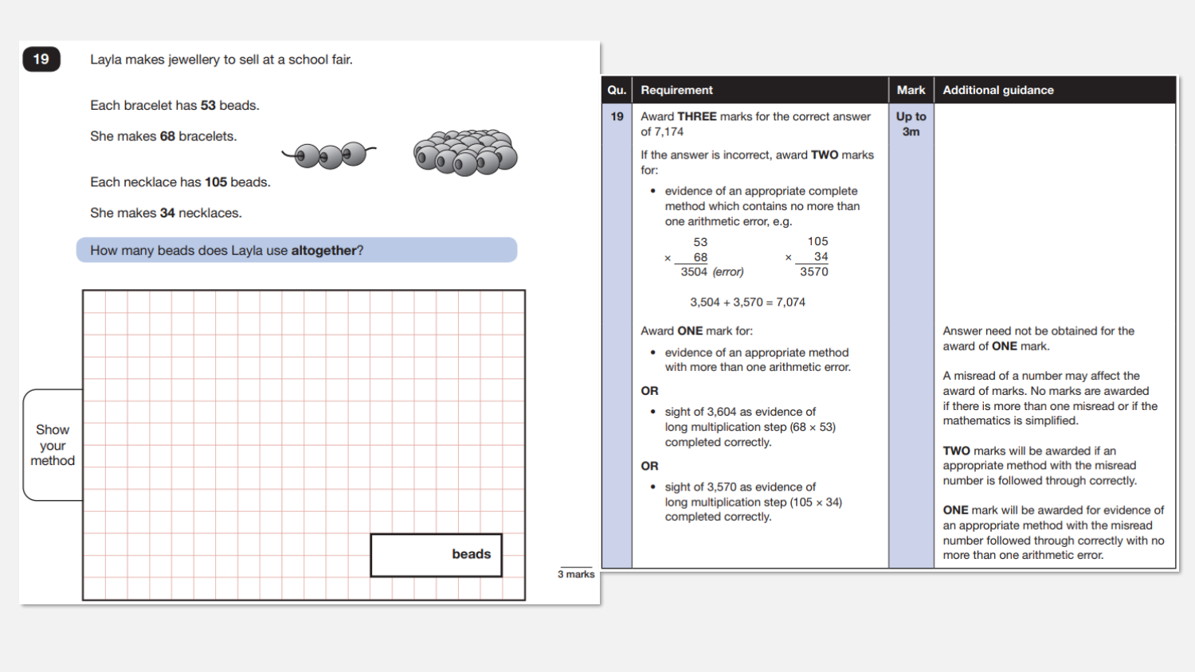**19** Layla makes jewellery to sell at a school fair.

Each bracelet has **53** beads.

She makes **68** bracelets.

Each necklace has **105** beads.

She makes **34** necklaces.

How many beads does Layla use **altogether**?

Show your method

**beads**

3 marks

| Qu. | Requirement | Mark | Additional guidance |
|---|---|---|---|
| 19 | Award **THREE** marks for the correct answer of 7,174<br><br>If the answer is incorrect, award **TWO** marks for:<br>• evidence of an appropriate complete method which contains no more than one arithmetic error, e.g.<br>53 × 68 = 3504 *(error)*; 105 × 34 = 3570<br>3,504 + 3,570 = 7,074<br><br>Award **ONE** mark for:<br>• evidence of an appropriate method with more than one arithmetic error.<br>**OR**<br>• sight of 3,604 as evidence of long multiplication step (68 × 53) completed correctly.<br>**OR**<br>• sight of 3,570 as evidence of long multiplication step (105 × 34) completed correctly. | Up to 3m | Answer need not be obtained for the award of **ONE** mark.<br><br>A misread of a number may affect the award of marks. No marks are awarded if there is more than one misread or if the mathematics is simplified.<br><br>**TWO** marks will be awarded if an appropriate method with the misread number is followed through correctly.<br><br>**ONE** mark will be awarded for evidence of an appropriate method with the misread number followed through correctly with no more than one arithmetic error. |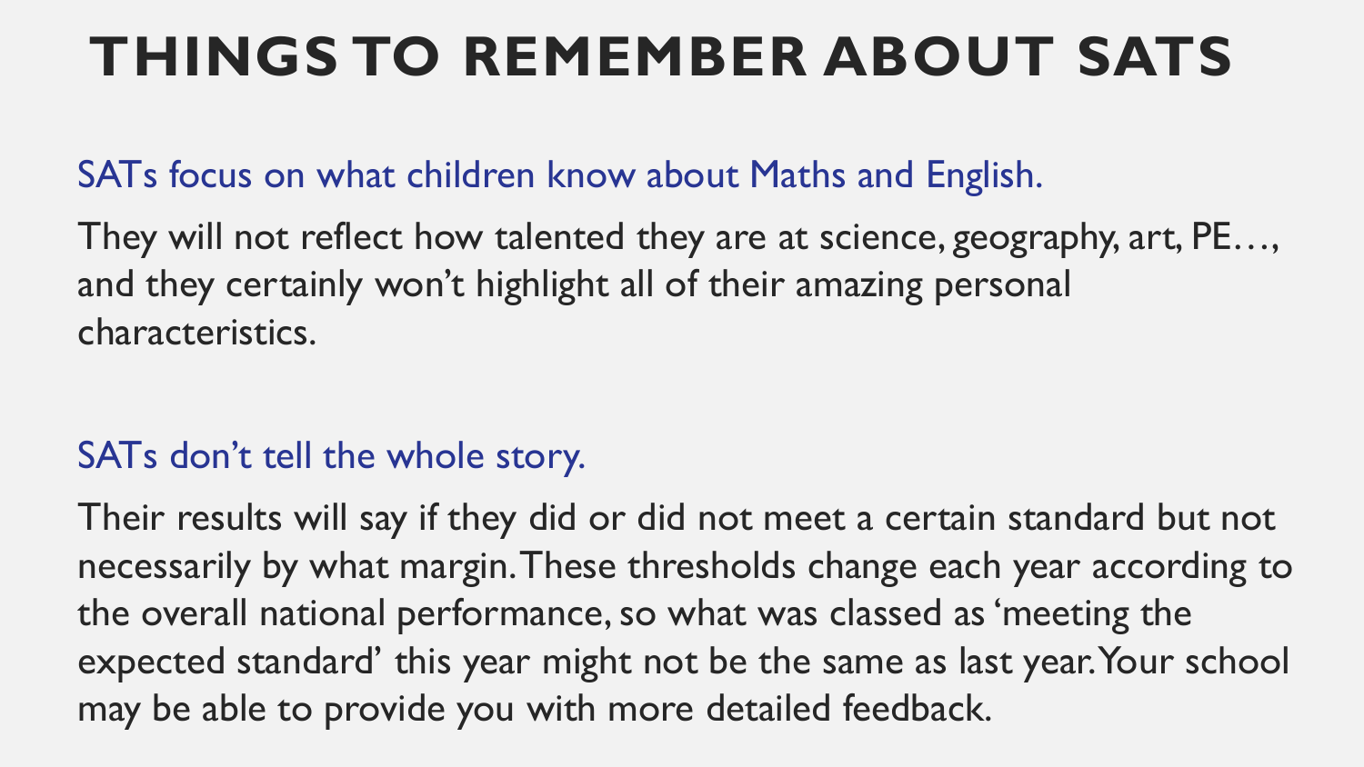# THINGS TO REMEMBER ABOUT SATS

### SATs focus on what children know about Maths and English.

They will not reflect how talented they are at science, geography, art, PE…, and they certainly won't highlight all of their amazing personal characteristics.

### SATs don't tell the whole story.

Their results will say if they did or did not meet a certain standard but not necessarily by what margin. These thresholds change each year according to the overall national performance, so what was classed as 'meeting the expected standard' this year might not be the same as last year. Your school may be able to provide you with more detailed feedback.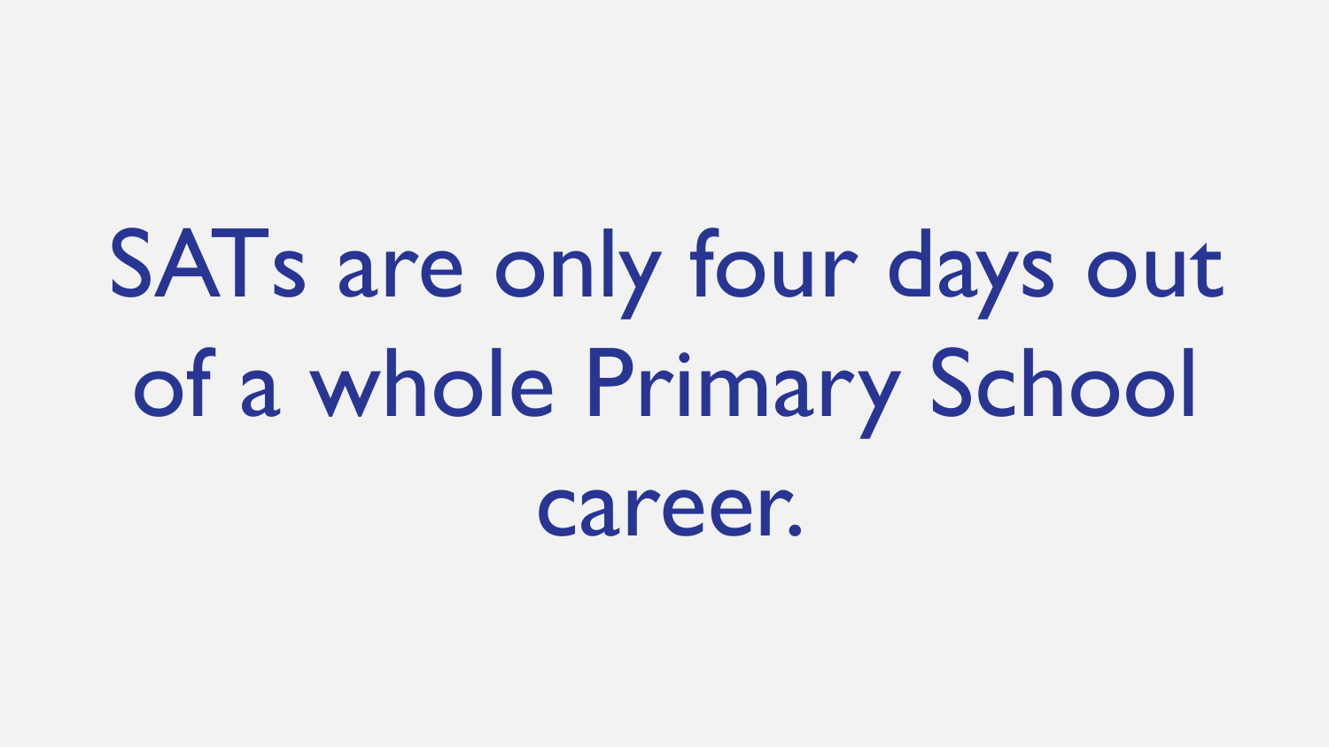SATs are only four days out of a whole Primary School career.